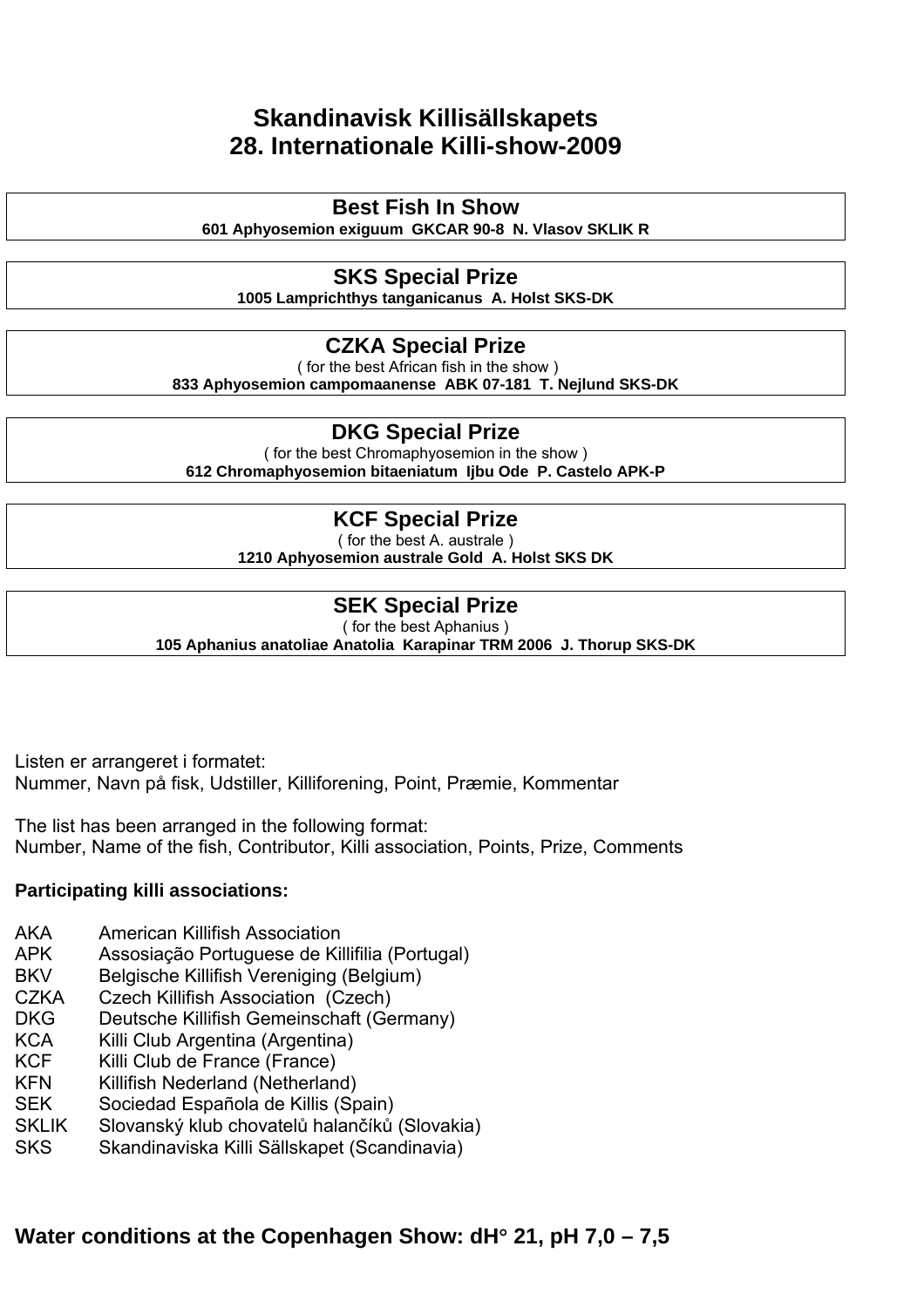# Skandinavisk Killisällskapets
# 28. Internationale Killi-show-2009

## Best Fish In Show

**601 Aphyosemion exiguum GKCAR 90-8 N. Vlasov SKLIK R**

## SKS Special Prize

**1005 Lamprichthys tanganicanus A. Holst SKS-DK**

## CZKA Special Prize

( for the best African fish in the show )

**833 Aphyosemion campomaanense ABK 07-181 T. Nejlund SKS-DK**

## DKG Special Prize

( for the best Chromaphyosemion in the show )

**612 Chromaphyosemion bitaeniatum Ijbu Ode P. Castelo APK-P**

## KCF Special Prize

( for the best A. australe )

**1210 Aphyosemion australe Gold A. Holst SKS DK**

## SEK Special Prize

( for the best Aphanius )

**105 Aphanius anatoliae Anatolia Karapinar TRM 2006 J. Thorup SKS-DK**

Listen er arrangeret i formatet:
Nummer, Navn på fisk, Udstiller, Killiforening, Point, Præmie, Kommentar

The list has been arranged in the following format:
Number, Name of the fish, Contributor, Killi association, Points, Prize, Comments

**Participating killi associations:**

| | |
|---|---|
| AKA | American Killifish Association |
| APK | Assosiação Portuguese de Killifilia (Portugal) |
| BKV | Belgische Killifish Vereniging (Belgium) |
| CZKA | Czech Killifish Association (Czech) |
| DKG | Deutsche Killifish Gemeinschaft (Germany) |
| KCA | Killi Club Argentina (Argentina) |
| KCF | Killi Club de France (France) |
| KFN | Killifish Nederland (Netherland) |
| SEK | Sociedad Española de Killis (Spain) |
| SKLIK | Slovanský klub chovatelů halančíků (Slovakia) |
| SKS | Skandinaviska Killi Sällskapet (Scandinavia) |

**Water conditions at the Copenhagen Show: dH° 21, pH 7,0 – 7,5**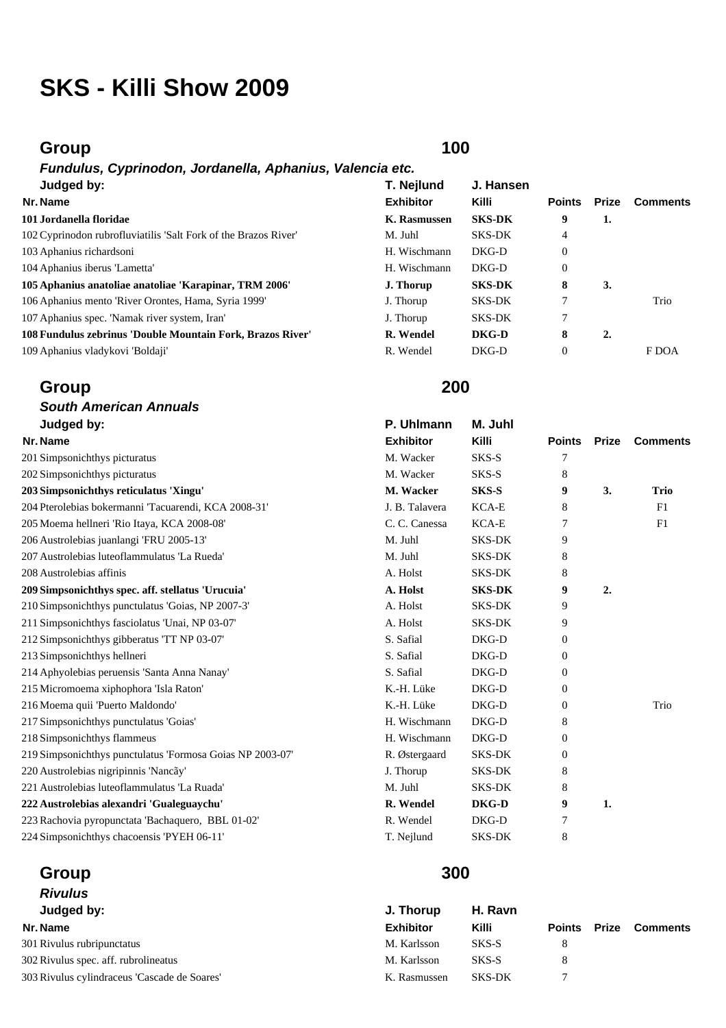# SKS - Killi Show 2009

## Group 100

***Fundulus, Cyprinodon, Jordanella, Aphanius, Valencia etc.***

**Judged by:** T. Nejlund, J. Hansen

| Nr. | Name | Exhibitor | Killi | Points | Prize | Comments |
|---|---|---|---|---|---|---|
| **101** | **Jordanella floridae** | **K. Rasmussen** | **SKS-DK** | **9** | **1.** | |
| 102 | Cyprinodon rubrofluviatilis 'Salt Fork of the Brazos River' | M. Juhl | SKS-DK | 4 | | |
| 103 | Aphanius richardsoni | H. Wischmann | DKG-D | 0 | | |
| 104 | Aphanius iberus 'Lametta' | H. Wischmann | DKG-D | 0 | | |
| **105** | **Aphanius anatoliae anatoliae 'Karapinar, TRM 2006'** | **J. Thorup** | **SKS-DK** | **8** | **3.** | |
| 106 | Aphanius mento 'River Orontes, Hama, Syria 1999' | J. Thorup | SKS-DK | 7 | | Trio |
| 107 | Aphanius spec. 'Namak river system, Iran' | J. Thorup | SKS-DK | 7 | | |
| **108** | **Fundulus zebrinus 'Double Mountain Fork, Brazos River'** | **R. Wendel** | **DKG-D** | **8** | **2.** | |
| 109 | Aphanius vladykovi 'Boldaji' | R. Wendel | DKG-D | 0 | | F DOA |

## Group 200

***South American Annuals***

**Judged by:** P. Uhlmann, M. Juhl

| Nr. | Name | Exhibitor | Killi | Points | Prize | Comments |
|---|---|---|---|---|---|---|
| 201 | Simpsonichthys picturatus | M. Wacker | SKS-S | 7 | | |
| 202 | Simpsonichthys picturatus | M. Wacker | SKS-S | 8 | | |
| **203** | **Simpsonichthys reticulatus 'Xingu'** | **M. Wacker** | **SKS-S** | **9** | **3.** | **Trio** |
| 204 | Pterolebias bokermanni 'Tacuarendi, KCA 2008-31' | J. B. Talavera | KCA-E | 8 | | F1 |
| 205 | Moema hellneri 'Rio Itaya, KCA 2008-08' | C. C. Canessa | KCA-E | 7 | | F1 |
| 206 | Austrolebias juanlangi 'FRU 2005-13' | M. Juhl | SKS-DK | 9 | | |
| 207 | Austrolebias luteoflammulatus 'La Rueda' | M. Juhl | SKS-DK | 8 | | |
| 208 | Austrolebias affinis | A. Holst | SKS-DK | 8 | | |
| **209** | **Simpsonichthys spec. aff. stellatus 'Urucuia'** | **A. Holst** | **SKS-DK** | **9** | **2.** | |
| 210 | Simpsonichthys punctulatus 'Goias, NP 2007-3' | A. Holst | SKS-DK | 9 | | |
| 211 | Simpsonichthys fasciolatus 'Unai, NP 03-07' | A. Holst | SKS-DK | 9 | | |
| 212 | Simpsonichthys gibberatus 'TT NP 03-07' | S. Safial | DKG-D | 0 | | |
| 213 | Simpsonichthys hellneri | S. Safial | DKG-D | 0 | | |
| 214 | Aphyolebias peruensis 'Santa Anna Nanay' | S. Safial | DKG-D | 0 | | |
| 215 | Micromoema xiphophora 'Isla Raton' | K.-H. Lüke | DKG-D | 0 | | |
| 216 | Moema quii 'Puerto Maldondo' | K.-H. Lüke | DKG-D | 0 | | Trio |
| 217 | Simpsonichthys punctulatus 'Goias' | H. Wischmann | DKG-D | 8 | | |
| 218 | Simpsonichthys flammeus | H. Wischmann | DKG-D | 0 | | |
| 219 | Simpsonichthys punctulatus 'Formosa Goias NP 2003-07' | R. Østergaard | SKS-DK | 0 | | |
| 220 | Austrolebias nigripinnis 'Nancãy' | J. Thorup | SKS-DK | 8 | | |
| 221 | Austrolebias luteoflammulatus 'La Ruada' | M. Juhl | SKS-DK | 8 | | |
| **222** | **Austrolebias alexandri 'Gualeguaychu'** | **R. Wendel** | **DKG-D** | **9** | **1.** | |
| 223 | Rachovia pyropunctata 'Bachaquero, BBL 01-02' | R. Wendel | DKG-D | 7 | | |
| 224 | Simpsonichthys chacoensis 'PYEH 06-11' | T. Nejlund | SKS-DK | 8 | | |

## Group 300

***Rivulus***

**Judged by:** J. Thorup, H. Ravn

| Nr. | Name | Exhibitor | Killi | Points | Prize | Comments |
|---|---|---|---|---|---|---|
| 301 | Rivulus rubripunctatus | M. Karlsson | SKS-S | 8 | | |
| 302 | Rivulus spec. aff. rubrolineatus | M. Karlsson | SKS-S | 8 | | |
| 303 | Rivulus cylindraceus 'Cascade de Soares' | K. Rasmussen | SKS-DK | 7 | | |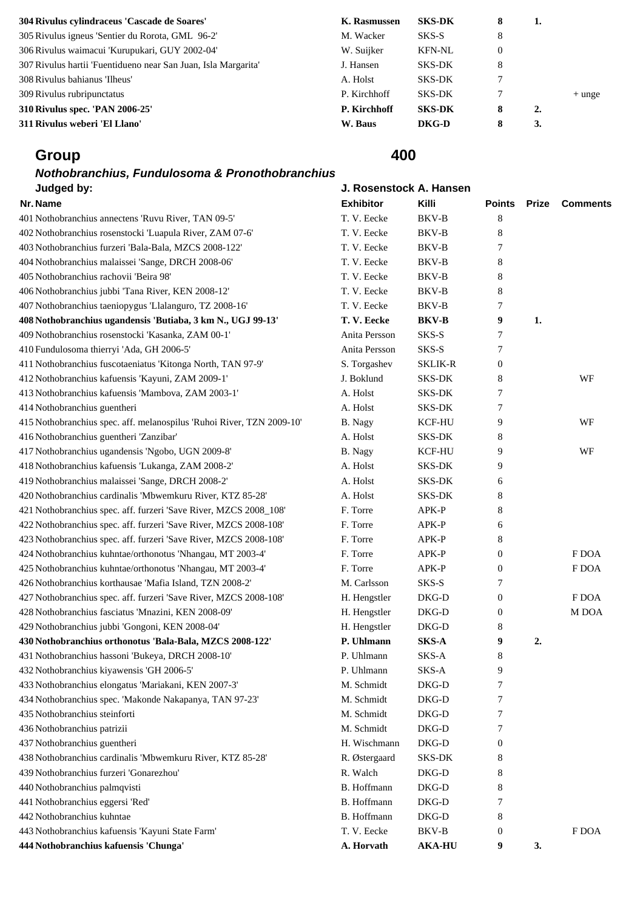| Nr. | Name | Exhibitor | Killi | Points | Prize | Comments |
|---|---|---|---|---|---|---|
| **304** | **Rivulus cylindraceus 'Cascade de Soares'** | **K. Rasmussen** | **SKS-DK** | **8** | **1.** | |
| 305 | Rivulus igneus 'Sentier du Rorota, GML 96-2' | M. Wacker | SKS-S | 8 | | |
| 306 | Rivulus waimacui 'Kurupukari, GUY 2002-04' | W. Suijker | KFN-NL | 0 | | |
| 307 | Rivulus hartii 'Fuentidueno near San Juan, Isla Margarita' | J. Hansen | SKS-DK | 8 | | |
| 308 | Rivulus bahianus 'Ilheus' | A. Holst | SKS-DK | 7 | | |
| 309 | Rivulus rubripunctatus | P. Kirchhoff | SKS-DK | 7 | | + unge |
| **310** | **Rivulus spec. 'PAN 2006-25'** | **P. Kirchhoff** | **SKS-DK** | **8** | **2.** | |
| **311** | **Rivulus weberi 'El Llano'** | **W. Baus** | **DKG-D** | **8** | **3.** | |

## Group 400

### *Nothobranchius, Fundulosoma & Pronothobranchius*

**Judged by:** J. Rosenstock A. Hansen

| Nr. | Name | Exhibitor | Killi | Points | Prize | Comments |
|---|---|---|---|---|---|---|
| 401 | Nothobranchius annectens 'Ruvu River, TAN 09-5' | T. V. Eecke | BKV-B | 8 | | |
| 402 | Nothobranchius rosenstocki 'Luapula River, ZAM 07-6' | T. V. Eecke | BKV-B | 8 | | |
| 403 | Nothobranchius furzeri 'Bala-Bala, MZCS 2008-122' | T. V. Eecke | BKV-B | 7 | | |
| 404 | Nothobranchius malaissei 'Sange, DRCH 2008-06' | T. V. Eecke | BKV-B | 8 | | |
| 405 | Nothobranchius rachovii 'Beira 98' | T. V. Eecke | BKV-B | 8 | | |
| 406 | Nothobranchius jubbi 'Tana River, KEN 2008-12' | T. V. Eecke | BKV-B | 8 | | |
| 407 | Nothobranchius taeniopygus 'Llalanguro, TZ 2008-16' | T. V. Eecke | BKV-B | 7 | | |
| **408** | **Nothobranchius ugandensis 'Butiaba, 3 km N., UGJ 99-13'** | **T. V. Eecke** | **BKV-B** | **9** | **1.** | |
| 409 | Nothobranchius rosenstocki 'Kasanka, ZAM 00-1' | Anita Persson | SKS-S | 7 | | |
| 410 | Fundulosoma thierryi 'Ada, GH 2006-5' | Anita Persson | SKS-S | 7 | | |
| 411 | Nothobranchius fuscotaeniatus 'Kitonga North, TAN 97-9' | S. Torgashev | SKLIK-R | 0 | | |
| 412 | Nothobranchius kafuensis 'Kayuni, ZAM 2009-1' | J. Boklund | SKS-DK | 8 | | WF |
| 413 | Nothobranchius kafuensis 'Mambova, ZAM 2003-1' | A. Holst | SKS-DK | 7 | | |
| 414 | Nothobranchius guentheri | A. Holst | SKS-DK | 7 | | |
| 415 | Nothobranchius spec. aff. melanospilus 'Ruhoi River, TZN 2009-10' | B. Nagy | KCF-HU | 9 | | WF |
| 416 | Nothobranchius guentheri 'Zanzibar' | A. Holst | SKS-DK | 8 | | |
| 417 | Nothobranchius ugandensis 'Ngobo, UGN 2009-8' | B. Nagy | KCF-HU | 9 | | WF |
| 418 | Nothobranchius kafuensis 'Lukanga, ZAM 2008-2' | A. Holst | SKS-DK | 9 | | |
| 419 | Nothobranchius malaissei 'Sange, DRCH 2008-2' | A. Holst | SKS-DK | 6 | | |
| 420 | Nothobranchius cardinalis 'Mbwemkuru River, KTZ 85-28' | A. Holst | SKS-DK | 8 | | |
| 421 | Nothobranchius spec. aff. furzeri 'Save River, MZCS 2008_108' | F. Torre | APK-P | 8 | | |
| 422 | Nothobranchius spec. aff. furzeri 'Save River, MZCS 2008-108' | F. Torre | APK-P | 6 | | |
| 423 | Nothobranchius spec. aff. furzeri 'Save River, MZCS 2008-108' | F. Torre | APK-P | 8 | | |
| 424 | Nothobranchius kuhntae/orthonotus 'Nhangau, MT 2003-4' | F. Torre | APK-P | 0 | | F DOA |
| 425 | Nothobranchius kuhntae/orthonotus 'Nhangau, MT 2003-4' | F. Torre | APK-P | 0 | | F DOA |
| 426 | Nothobranchius korthausae 'Mafia Island, TZN 2008-2' | M. Carlsson | SKS-S | 7 | | |
| 427 | Nothobranchius spec. aff. furzeri 'Save River, MZCS 2008-108' | H. Hengstler | DKG-D | 0 | | F DOA |
| 428 | Nothobranchius fasciatus 'Mnazini, KEN 2008-09' | H. Hengstler | DKG-D | 0 | | M DOA |
| 429 | Nothobranchius jubbi 'Gongoni, KEN 2008-04' | H. Hengstler | DKG-D | 8 | | |
| **430** | **Nothobranchius orthonotus 'Bala-Bala, MZCS 2008-122'** | **P. Uhlmann** | **SKS-A** | **9** | **2.** | |
| 431 | Nothobranchius hassoni 'Bukeya, DRCH 2008-10' | P. Uhlmann | SKS-A | 8 | | |
| 432 | Nothobranchius kiyawensis 'GH 2006-5' | P. Uhlmann | SKS-A | 9 | | |
| 433 | Nothobranchius elongatus 'Mariakani, KEN 2007-3' | M. Schmidt | DKG-D | 7 | | |
| 434 | Nothobranchius spec. 'Makonde Nakapanya, TAN 97-23' | M. Schmidt | DKG-D | 7 | | |
| 435 | Nothobranchius steinforti | M. Schmidt | DKG-D | 7 | | |
| 436 | Nothobranchius patrizii | M. Schmidt | DKG-D | 7 | | |
| 437 | Nothobranchius guentheri | H. Wischmann | DKG-D | 0 | | |
| 438 | Nothobranchius cardinalis 'Mbwemkuru River, KTZ 85-28' | R. Østergaard | SKS-DK | 8 | | |
| 439 | Nothobranchius furzeri 'Gonarezhou' | R. Walch | DKG-D | 8 | | |
| 440 | Nothobranchius palmqvisti | B. Hoffmann | DKG-D | 8 | | |
| 441 | Nothobranchius eggersi 'Red' | B. Hoffmann | DKG-D | 7 | | |
| 442 | Nothobranchius kuhntae | B. Hoffmann | DKG-D | 8 | | |
| 443 | Nothobranchius kafuensis 'Kayuni State Farm' | T. V. Eecke | BKV-B | 0 | | F DOA |
| **444** | **Nothobranchius kafuensis 'Chunga'** | **A. Horvath** | **AKA-HU** | **9** | **3.** | |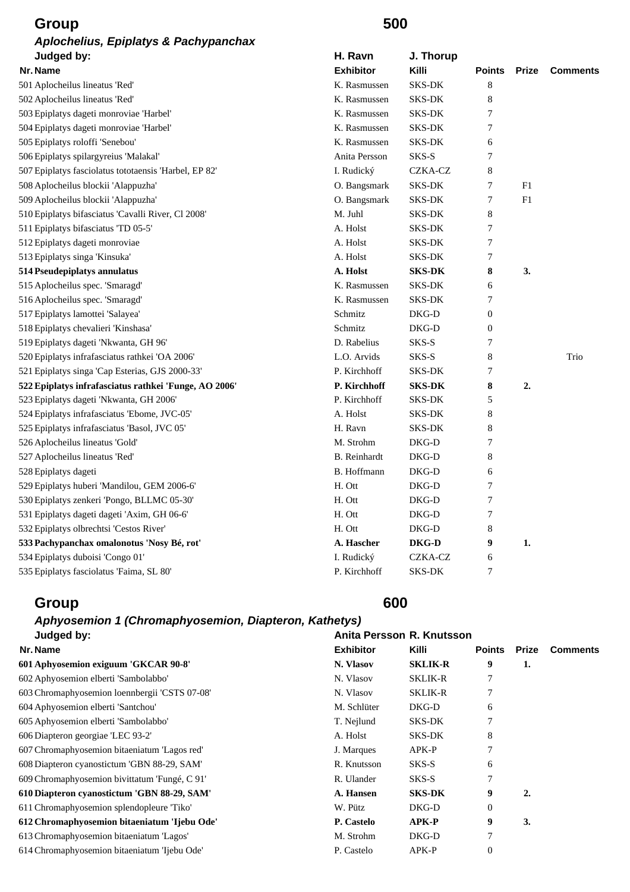## Group 500

### *Aplochelius, Epiplatys & Pachypanchax*

| Judged by: | H. Ravn | J. Thorup | | | |
|---|---|---|---|---|---|
| **Nr. Name** | **Exhibitor** | **Killi** | **Points** | **Prize** | **Comments** |
| 501 Aplocheilus lineatus 'Red' | K. Rasmussen | SKS-DK | 8 | | |
| 502 Aplocheilus lineatus 'Red' | K. Rasmussen | SKS-DK | 8 | | |
| 503 Epiplatys dageti monroviae 'Harbel' | K. Rasmussen | SKS-DK | 7 | | |
| 504 Epiplatys dageti monroviae 'Harbel' | K. Rasmussen | SKS-DK | 7 | | |
| 505 Epiplatys roloffi 'Senebou' | K. Rasmussen | SKS-DK | 6 | | |
| 506 Epiplatys spilargyreius 'Malakal' | Anita Persson | SKS-S | 7 | | |
| 507 Epiplatys fasciolatus tototaensis 'Harbel, EP 82' | I. Rudický | CZKA-CZ | 8 | | |
| 508 Aplocheilus blockii 'Alappuzha' | O. Bangsmark | SKS-DK | 7 | F1 | |
| 509 Aplocheilus blockii 'Alappuzha' | O. Bangsmark | SKS-DK | 7 | F1 | |
| 510 Epiplatys bifasciatus 'Cavalli River, Cl 2008' | M. Juhl | SKS-DK | 8 | | |
| 511 Epiplatys bifasciatus 'TD 05-5' | A. Holst | SKS-DK | 7 | | |
| 512 Epiplatys dageti monroviae | A. Holst | SKS-DK | 7 | | |
| 513 Epiplatys singa 'Kinsuka' | A. Holst | SKS-DK | 7 | | |
| **514 Pseudepiplatys annulatus** | **A. Holst** | **SKS-DK** | **8** | **3.** | |
| 515 Aplocheilus spec. 'Smaragd' | K. Rasmussen | SKS-DK | 6 | | |
| 516 Aplocheilus spec. 'Smaragd' | K. Rasmussen | SKS-DK | 7 | | |
| 517 Epiplatys lamottei 'Salayea' | Schmitz | DKG-D | 0 | | |
| 518 Epiplatys chevalieri 'Kinshasa' | Schmitz | DKG-D | 0 | | |
| 519 Epiplatys dageti 'Nkwanta, GH 96' | D. Rabelius | SKS-S | 7 | | |
| 520 Epiplatys infrafasciatus rathkei 'OA 2006' | L.O. Arvids | SKS-S | 8 | | Trio |
| 521 Epiplatys singa 'Cap Esterias, GJS 2000-33' | P. Kirchhoff | SKS-DK | 7 | | |
| **522 Epiplatys infrafasciatus rathkei 'Funge, AO 2006'** | **P. Kirchhoff** | **SKS-DK** | **8** | **2.** | |
| 523 Epiplatys dageti 'Nkwanta, GH 2006' | P. Kirchhoff | SKS-DK | 5 | | |
| 524 Epiplatys infrafasciatus 'Ebome, JVC-05' | A. Holst | SKS-DK | 8 | | |
| 525 Epiplatys infrafasciatus 'Basol, JVC 05' | H. Ravn | SKS-DK | 8 | | |
| 526 Aplocheilus lineatus 'Gold' | M. Strohm | DKG-D | 7 | | |
| 527 Aplocheilus lineatus 'Red' | B. Reinhardt | DKG-D | 8 | | |
| 528 Epiplatys dageti | B. Hoffmann | DKG-D | 6 | | |
| 529 Epiplatys huberi 'Mandilou, GEM 2006-6' | H. Ott | DKG-D | 7 | | |
| 530 Epiplatys zenkeri 'Pongo, BLLMC 05-30' | H. Ott | DKG-D | 7 | | |
| 531 Epiplatys dageti dageti 'Axim, GH 06-6' | H. Ott | DKG-D | 7 | | |
| 532 Epiplatys olbrechtsi 'Cestos River' | H. Ott | DKG-D | 8 | | |
| **533 Pachypanchax omalonotus 'Nosy Bé, rot'** | **A. Hascher** | **DKG-D** | **9** | **1.** | |
| 534 Epiplatys duboisi 'Congo 01' | I. Rudický | CZKA-CZ | 6 | | |
| 535 Epiplatys fasciolatus 'Faima, SL 80' | P. Kirchhoff | SKS-DK | 7 | | |

## Group 600

### *Aphyosemion 1 (Chromaphyosemion, Diapteron, Kathetys)*

| Judged by: | Anita Persson | R. Knutsson | | | |
|---|---|---|---|---|---|
| **Nr. Name** | **Exhibitor** | **Killi** | **Points** | **Prize** | **Comments** |
| **601 Aphyosemion exiguum 'GKCAR 90-8'** | **N. Vlasov** | **SKLIK-R** | **9** | **1.** | |
| 602 Aphyosemion elberti 'Sambolabbo' | N. Vlasov | SKLIK-R | 7 | | |
| 603 Chromaphyosemion loennbergii 'CSTS 07-08' | N. Vlasov | SKLIK-R | 7 | | |
| 604 Aphyosemion elberti 'Santchou' | M. Schlüter | DKG-D | 6 | | |
| 605 Aphyosemion elberti 'Sambolabbo' | T. Nejlund | SKS-DK | 7 | | |
| 606 Diapteron georgiae 'LEC 93-2' | A. Holst | SKS-DK | 8 | | |
| 607 Chromaphyosemion bitaeniatum 'Lagos red' | J. Marques | APK-P | 7 | | |
| 608 Diapteron cyanostictum 'GBN 88-29, SAM' | R. Knutsson | SKS-S | 6 | | |
| 609 Chromaphyosemion bivittatum 'Fungé, C 91' | R. Ulander | SKS-S | 7 | | |
| **610 Diapteron cyanostictum 'GBN 88-29, SAM'** | **A. Hansen** | **SKS-DK** | **9** | **2.** | |
| 611 Chromaphyosemion splendopleure 'Tiko' | W. Pütz | DKG-D | 0 | | |
| **612 Chromaphyosemion bitaeniatum 'Ijebu Ode'** | **P. Castelo** | **APK-P** | **9** | **3.** | |
| 613 Chromaphyosemion bitaeniatum 'Lagos' | M. Strohm | DKG-D | 7 | | |
| 614 Chromaphyosemion bitaeniatum 'Ijebu Ode' | P. Castelo | APK-P | 0 | | |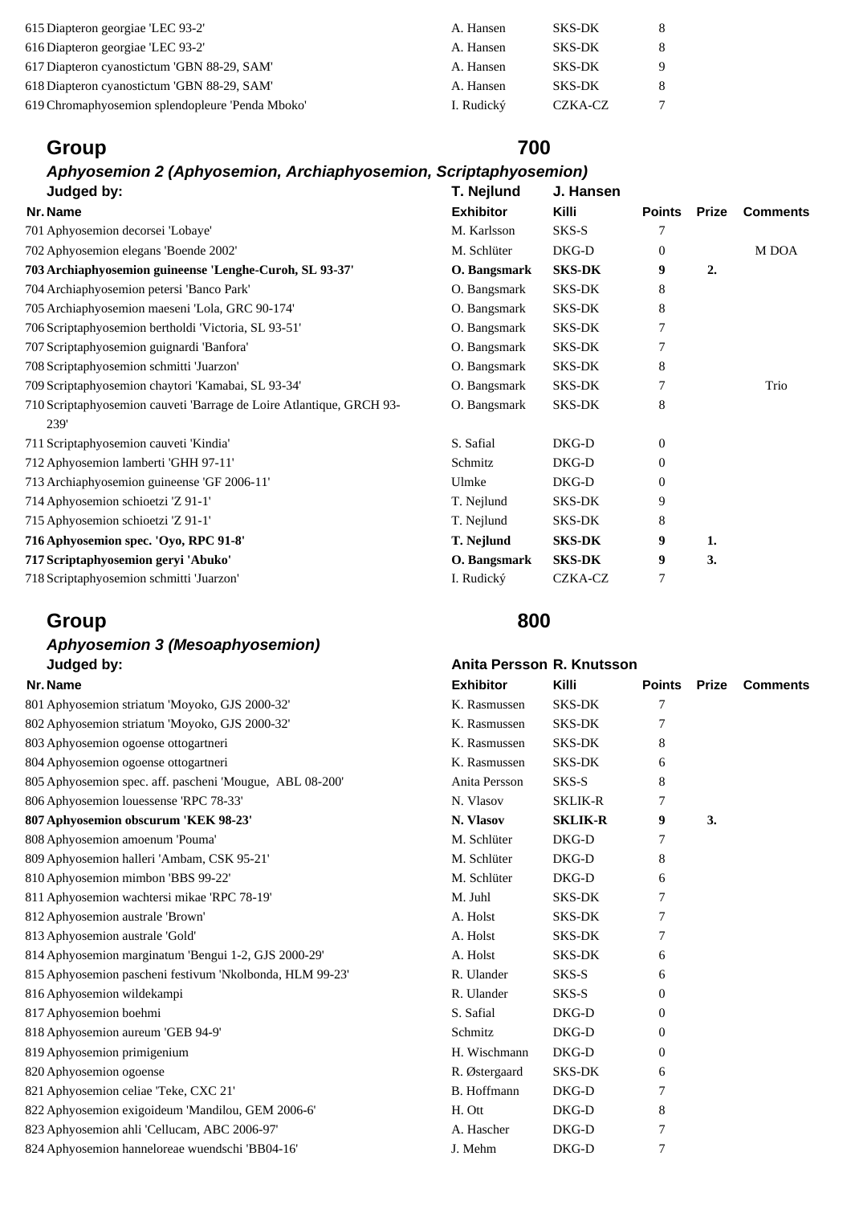| Nr. | Name | Exhibitor | Killi | Points | Prize | Comments |
|---|---|---|---|---|---|---|
| 615 | Diapteron georgiae 'LEC 93-2' | A. Hansen | SKS-DK | 8 | | |
| 616 | Diapteron georgiae 'LEC 93-2' | A. Hansen | SKS-DK | 8 | | |
| 617 | Diapteron cyanostictum 'GBN 88-29, SAM' | A. Hansen | SKS-DK | 9 | | |
| 618 | Diapteron cyanostictum 'GBN 88-29, SAM' | A. Hansen | SKS-DK | 8 | | |
| 619 | Chromaphyosemion splendopleure 'Penda Mboko' | I. Rudický | CZKA-CZ | 7 | | |

## Group 700

### *Aphyosemion 2 (Aphyosemion, Archiaphyosemion, Scriptaphyosemion)*

**Judged by:** T. Nejlund, J. Hansen

| Nr. | Name | Exhibitor | Killi | Points | Prize | Comments |
|---|---|---|---|---|---|---|
| 701 | Aphyosemion decorsei 'Lobaye' | M. Karlsson | SKS-S | 7 | | |
| 702 | Aphyosemion elegans 'Boende 2002' | M. Schlüter | DKG-D | 0 | | M DOA |
| **703** | **Archiaphyosemion guineense 'Lenghe-Curoh, SL 93-37'** | **O. Bangsmark** | **SKS-DK** | **9** | **2.** | |
| 704 | Archiaphyosemion petersi 'Banco Park' | O. Bangsmark | SKS-DK | 8 | | |
| 705 | Archiaphyosemion maeseni 'Lola, GRC 90-174' | O. Bangsmark | SKS-DK | 8 | | |
| 706 | Scriptaphyosemion bertholdi 'Victoria, SL 93-51' | O. Bangsmark | SKS-DK | 7 | | |
| 707 | Scriptaphyosemion guignardi 'Banfora' | O. Bangsmark | SKS-DK | 7 | | |
| 708 | Scriptaphyosemion schmitti 'Juarzon' | O. Bangsmark | SKS-DK | 8 | | |
| 709 | Scriptaphyosemion chaytori 'Kamabai, SL 93-34' | O. Bangsmark | SKS-DK | 7 | | Trio |
| 710 | Scriptaphyosemion cauveti 'Barrage de Loire Atlantique, GRCH 93-239' | O. Bangsmark | SKS-DK | 8 | | |
| 711 | Scriptaphyosemion cauveti 'Kindia' | S. Safial | DKG-D | 0 | | |
| 712 | Aphyosemion lamberti 'GHH 97-11' | Schmitz | DKG-D | 0 | | |
| 713 | Archiaphyosemion guineense 'GF 2006-11' | Ulmke | DKG-D | 0 | | |
| 714 | Aphyosemion schioetzi 'Z 91-1' | T. Nejlund | SKS-DK | 9 | | |
| 715 | Aphyosemion schioetzi 'Z 91-1' | T. Nejlund | SKS-DK | 8 | | |
| **716** | **Aphyosemion spec. 'Oyo, RPC 91-8'** | **T. Nejlund** | **SKS-DK** | **9** | **1.** | |
| **717** | **Scriptaphyosemion geryi 'Abuko'** | **O. Bangsmark** | **SKS-DK** | **9** | **3.** | |
| 718 | Scriptaphyosemion schmitti 'Juarzon' | I. Rudický | CZKA-CZ | 7 | | |

## Group 800

### *Aphyosemion 3 (Mesoaphyosemion)*

**Judged by:** Anita Persson, R. Knutsson

| Nr. | Name | Exhibitor | Killi | Points | Prize | Comments |
|---|---|---|---|---|---|---|
| 801 | Aphyosemion striatum 'Moyoko, GJS 2000-32' | K. Rasmussen | SKS-DK | 7 | | |
| 802 | Aphyosemion striatum 'Moyoko, GJS 2000-32' | K. Rasmussen | SKS-DK | 7 | | |
| 803 | Aphyosemion ogoense ottogartneri | K. Rasmussen | SKS-DK | 8 | | |
| 804 | Aphyosemion ogoense ottogartneri | K. Rasmussen | SKS-DK | 6 | | |
| 805 | Aphyosemion spec. aff. pascheni 'Mougue, ABL 08-200' | Anita Persson | SKS-S | 8 | | |
| 806 | Aphyosemion louessense 'RPC 78-33' | N. Vlasov | SKLIK-R | 7 | | |
| **807** | **Aphyosemion obscurum 'KEK 98-23'** | **N. Vlasov** | **SKLIK-R** | **9** | **3.** | |
| 808 | Aphyosemion amoenum 'Pouma' | M. Schlüter | DKG-D | 7 | | |
| 809 | Aphyosemion halleri 'Ambam, CSK 95-21' | M. Schlüter | DKG-D | 8 | | |
| 810 | Aphyosemion mimbon 'BBS 99-22' | M. Schlüter | DKG-D | 6 | | |
| 811 | Aphyosemion wachtersi mikae 'RPC 78-19' | M. Juhl | SKS-DK | 7 | | |
| 812 | Aphyosemion australe 'Brown' | A. Holst | SKS-DK | 7 | | |
| 813 | Aphyosemion australe 'Gold' | A. Holst | SKS-DK | 7 | | |
| 814 | Aphyosemion marginatum 'Bengui 1-2, GJS 2000-29' | A. Holst | SKS-DK | 6 | | |
| 815 | Aphyosemion pascheni festivum 'Nkolbonda, HLM 99-23' | R. Ulander | SKS-S | 6 | | |
| 816 | Aphyosemion wildekampi | R. Ulander | SKS-S | 0 | | |
| 817 | Aphyosemion boehmi | S. Safial | DKG-D | 0 | | |
| 818 | Aphyosemion aureum 'GEB 94-9' | Schmitz | DKG-D | 0 | | |
| 819 | Aphyosemion primigenium | H. Wischmann | DKG-D | 0 | | |
| 820 | Aphyosemion ogoense | R. Østergaard | SKS-DK | 6 | | |
| 821 | Aphyosemion celiae 'Teke, CXC 21' | B. Hoffmann | DKG-D | 7 | | |
| 822 | Aphyosemion exigoideum 'Mandilou, GEM 2006-6' | H. Ott | DKG-D | 8 | | |
| 823 | Aphyosemion ahli 'Cellucam, ABC 2006-97' | A. Hascher | DKG-D | 7 | | |
| 824 | Aphyosemion hanneloreae wuendschi 'BB04-16' | J. Mehm | DKG-D | 7 | | |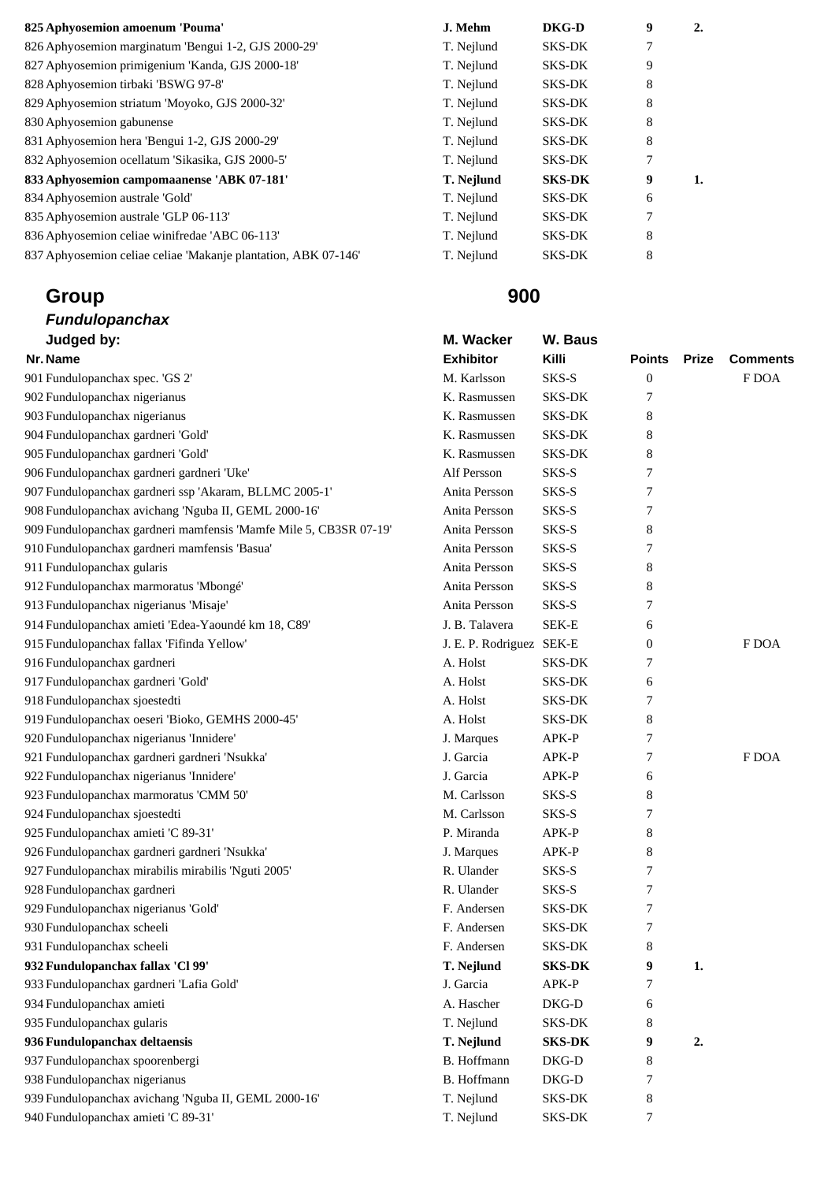| | | | | | |
|---|---|---|---|---|---|
| **825 Aphyosemion amoenum 'Pouma'** | **J. Mehm** | **DKG-D** | **9** | **2.** | |
| 826 Aphyosemion marginatum 'Bengui 1-2, GJS 2000-29' | T. Nejlund | SKS-DK | 7 | | |
| 827 Aphyosemion primigenium 'Kanda, GJS 2000-18' | T. Nejlund | SKS-DK | 9 | | |
| 828 Aphyosemion tirbaki 'BSWG 97-8' | T. Nejlund | SKS-DK | 8 | | |
| 829 Aphyosemion striatum 'Moyoko, GJS 2000-32' | T. Nejlund | SKS-DK | 8 | | |
| 830 Aphyosemion gabunense | T. Nejlund | SKS-DK | 8 | | |
| 831 Aphyosemion hera 'Bengui 1-2, GJS 2000-29' | T. Nejlund | SKS-DK | 8 | | |
| 832 Aphyosemion ocellatum 'Sikasika, GJS 2000-5' | T. Nejlund | SKS-DK | 7 | | |
| **833 Aphyosemion campomaanense 'ABK 07-181'** | **T. Nejlund** | **SKS-DK** | **9** | **1.** | |
| 834 Aphyosemion australe 'Gold' | T. Nejlund | SKS-DK | 6 | | |
| 835 Aphyosemion australe 'GLP 06-113' | T. Nejlund | SKS-DK | 7 | | |
| 836 Aphyosemion celiae winifredae 'ABC 06-113' | T. Nejlund | SKS-DK | 8 | | |
| 837 Aphyosemion celiae celiae 'Makanje plantation, ABK 07-146' | T. Nejlund | SKS-DK | 8 | | |

## Group 900

### *Fundulopanchax*

| Judged by: | M. Wacker | W. Baus | | | |
|---|---|---|---|---|---|
| **Nr. Name** | **Exhibitor** | **Killi** | **Points** | **Prize** | **Comments** |
| 901 Fundulopanchax spec. 'GS 2' | M. Karlsson | SKS-S | 0 | | F DOA |
| 902 Fundulopanchax nigerianus | K. Rasmussen | SKS-DK | 7 | | |
| 903 Fundulopanchax nigerianus | K. Rasmussen | SKS-DK | 8 | | |
| 904 Fundulopanchax gardneri 'Gold' | K. Rasmussen | SKS-DK | 8 | | |
| 905 Fundulopanchax gardneri 'Gold' | K. Rasmussen | SKS-DK | 8 | | |
| 906 Fundulopanchax gardneri gardneri 'Uke' | Alf Persson | SKS-S | 7 | | |
| 907 Fundulopanchax gardneri ssp 'Akaram, BLLMC 2005-1' | Anita Persson | SKS-S | 7 | | |
| 908 Fundulopanchax avichang 'Nguba II, GEML 2000-16' | Anita Persson | SKS-S | 7 | | |
| 909 Fundulopanchax gardneri mamfensis 'Mamfe Mile 5, CB3SR 07-19' | Anita Persson | SKS-S | 8 | | |
| 910 Fundulopanchax gardneri mamfensis 'Basua' | Anita Persson | SKS-S | 7 | | |
| 911 Fundulopanchax gularis | Anita Persson | SKS-S | 8 | | |
| 912 Fundulopanchax marmoratus 'Mbongé' | Anita Persson | SKS-S | 8 | | |
| 913 Fundulopanchax nigerianus 'Misaje' | Anita Persson | SKS-S | 7 | | |
| 914 Fundulopanchax amieti 'Edea-Yaoundé km 18, C89' | J. B. Talavera | SEK-E | 6 | | |
| 915 Fundulopanchax fallax 'Fifinda Yellow' | J. E. P. Rodriguez | SEK-E | 0 | | F DOA |
| 916 Fundulopanchax gardneri | A. Holst | SKS-DK | 7 | | |
| 917 Fundulopanchax gardneri 'Gold' | A. Holst | SKS-DK | 6 | | |
| 918 Fundulopanchax sjoestedti | A. Holst | SKS-DK | 7 | | |
| 919 Fundulopanchax oeseri 'Bioko, GEMHS 2000-45' | A. Holst | SKS-DK | 8 | | |
| 920 Fundulopanchax nigerianus 'Innidere' | J. Marques | APK-P | 7 | | |
| 921 Fundulopanchax gardneri gardneri 'Nsukka' | J. Garcia | APK-P | 7 | | F DOA |
| 922 Fundulopanchax nigerianus 'Innidere' | J. Garcia | APK-P | 6 | | |
| 923 Fundulopanchax marmoratus 'CMM 50' | M. Carlsson | SKS-S | 8 | | |
| 924 Fundulopanchax sjoestedti | M. Carlsson | SKS-S | 7 | | |
| 925 Fundulopanchax amieti 'C 89-31' | P. Miranda | APK-P | 8 | | |
| 926 Fundulopanchax gardneri gardneri 'Nsukka' | J. Marques | APK-P | 8 | | |
| 927 Fundulopanchax mirabilis mirabilis 'Nguti 2005' | R. Ulander | SKS-S | 7 | | |
| 928 Fundulopanchax gardneri | R. Ulander | SKS-S | 7 | | |
| 929 Fundulopanchax nigerianus 'Gold' | F. Andersen | SKS-DK | 7 | | |
| 930 Fundulopanchax scheeli | F. Andersen | SKS-DK | 7 | | |
| 931 Fundulopanchax scheeli | F. Andersen | SKS-DK | 8 | | |
| **932 Fundulopanchax fallax 'Cl 99'** | **T. Nejlund** | **SKS-DK** | **9** | **1.** | |
| 933 Fundulopanchax gardneri 'Lafia Gold' | J. Garcia | APK-P | 7 | | |
| 934 Fundulopanchax amieti | A. Hascher | DKG-D | 6 | | |
| 935 Fundulopanchax gularis | T. Nejlund | SKS-DK | 8 | | |
| **936 Fundulopanchax deltaensis** | **T. Nejlund** | **SKS-DK** | **9** | **2.** | |
| 937 Fundulopanchax spoorenbergi | B. Hoffmann | DKG-D | 8 | | |
| 938 Fundulopanchax nigerianus | B. Hoffmann | DKG-D | 7 | | |
| 939 Fundulopanchax avichang 'Nguba II, GEML 2000-16' | T. Nejlund | SKS-DK | 8 | | |
| 940 Fundulopanchax amieti 'C 89-31' | T. Nejlund | SKS-DK | 7 | | |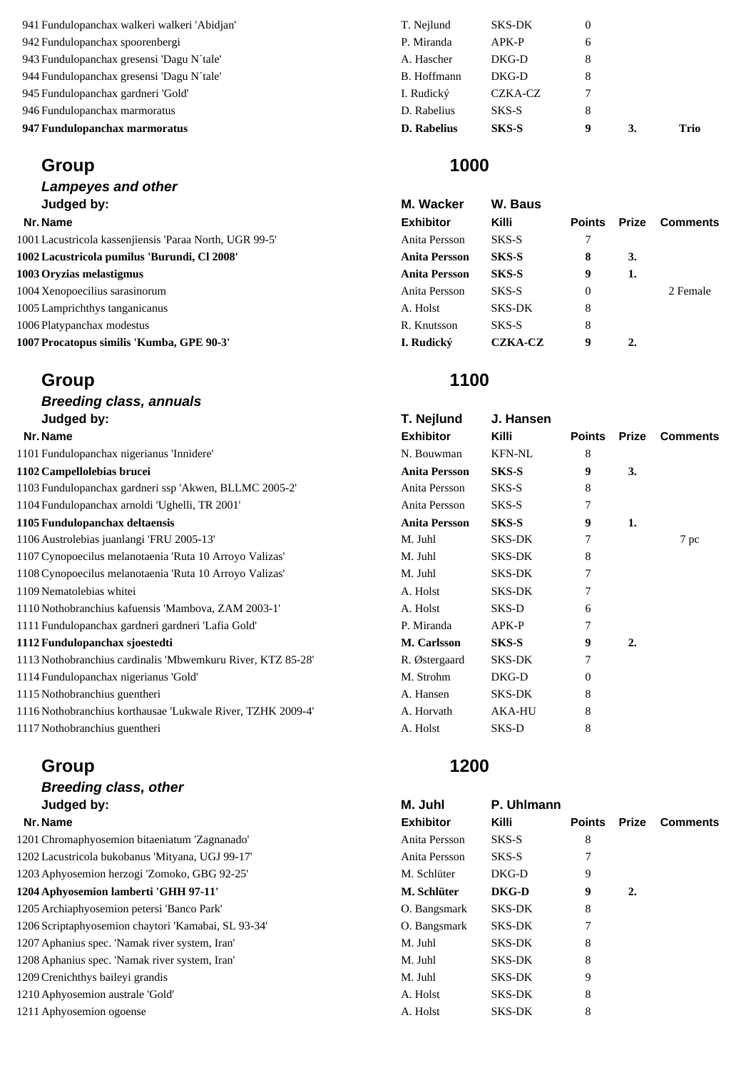| Nr. | Name | Exhibitor | Killi | Points | Prize | Comments |
|---|---|---|---|---|---|---|
| 941 | Fundulopanchax walkeri walkeri 'Abidjan' | T. Nejlund | SKS-DK | 0 | | |
| 942 | Fundulopanchax spoorenbergi | P. Miranda | APK-P | 6 | | |
| 943 | Fundulopanchax gresensi 'Dagu N´tale' | A. Hascher | DKG-D | 8 | | |
| 944 | Fundulopanchax gresensi 'Dagu N´tale' | B. Hoffmann | DKG-D | 8 | | |
| 945 | Fundulopanchax gardneri 'Gold' | I. Rudický | CZKA-CZ | 7 | | |
| 946 | Fundulopanchax marmoratus | D. Rabelius | SKS-S | 8 | | |
| **947** | **Fundulopanchax marmoratus** | **D. Rabelius** | **SKS-S** | **9** | **3.** | **Trio** |

## Group 1000

### *Lampeyes and other*

**Judged by:** M. Wacker, W. Baus

| Nr. | Name | Exhibitor | Killi | Points | Prize | Comments |
|---|---|---|---|---|---|---|
| 1001 | Lacustricola kassenjiensis 'Paraa North, UGR 99-5' | Anita Persson | SKS-S | 7 | | |
| **1002** | **Lacustricola pumilus 'Burundi, Cl 2008'** | **Anita Persson** | **SKS-S** | **8** | **3.** | |
| **1003** | **Oryzias melastigmus** | **Anita Persson** | **SKS-S** | **9** | **1.** | |
| 1004 | Xenopoecilius sarasinorum | Anita Persson | SKS-S | 0 | | 2 Female |
| 1005 | Lamprichthys tanganicanus | A. Holst | SKS-DK | 8 | | |
| 1006 | Platypanchax modestus | R. Knutsson | SKS-S | 8 | | |
| **1007** | **Procatopus similis 'Kumba, GPE 90-3'** | **I. Rudický** | **CZKA-CZ** | **9** | **2.** | |

## Group 1100

### *Breeding class, annuals*

**Judged by:** T. Nejlund, J. Hansen

| Nr. | Name | Exhibitor | Killi | Points | Prize | Comments |
|---|---|---|---|---|---|---|
| 1101 | Fundulopanchax nigerianus 'Innidere' | N. Bouwman | KFN-NL | 8 | | |
| **1102** | **Campellolebias brucei** | **Anita Persson** | **SKS-S** | **9** | **3.** | |
| 1103 | Fundulopanchax gardneri ssp 'Akwen, BLLMC 2005-2' | Anita Persson | SKS-S | 8 | | |
| 1104 | Fundulopanchax arnoldi 'Ughelli, TR 2001' | Anita Persson | SKS-S | 7 | | |
| **1105** | **Fundulopanchax deltaensis** | **Anita Persson** | **SKS-S** | **9** | **1.** | |
| 1106 | Austrolebias juanlangi 'FRU 2005-13' | M. Juhl | SKS-DK | 7 | | 7 pc |
| 1107 | Cynopoecilus melanotaenia 'Ruta 10 Arroyo Valizas' | M. Juhl | SKS-DK | 8 | | |
| 1108 | Cynopoecilus melanotaenia 'Ruta 10 Arroyo Valizas' | M. Juhl | SKS-DK | 7 | | |
| 1109 | Nematolebias whitei | A. Holst | SKS-DK | 7 | | |
| 1110 | Nothobranchius kafuensis 'Mambova, ZAM 2003-1' | A. Holst | SKS-D | 6 | | |
| 1111 | Fundulopanchax gardneri gardneri 'Lafia Gold' | P. Miranda | APK-P | 7 | | |
| **1112** | **Fundulopanchax sjoestedti** | **M. Carlsson** | **SKS-S** | **9** | **2.** | |
| 1113 | Nothobranchius cardinalis 'Mbwemkuru River, KTZ 85-28' | R. Østergaard | SKS-DK | 7 | | |
| 1114 | Fundulopanchax nigerianus 'Gold' | M. Strohm | DKG-D | 0 | | |
| 1115 | Nothobranchius guentheri | A. Hansen | SKS-DK | 8 | | |
| 1116 | Nothobranchius korthausae 'Lukwale River, TZHK 2009-4' | A. Horvath | AKA-HU | 8 | | |
| 1117 | Nothobranchius guentheri | A. Holst | SKS-D | 8 | | |

## Group 1200

### *Breeding class, other*

**Judged by:** M. Juhl, P. Uhlmann

| Nr. | Name | Exhibitor | Killi | Points | Prize | Comments |
|---|---|---|---|---|---|---|
| 1201 | Chromaphyosemion bitaeniatum 'Zagnanado' | Anita Persson | SKS-S | 8 | | |
| 1202 | Lacustricola bukobanus 'Mityana, UGJ 99-17' | Anita Persson | SKS-S | 7 | | |
| 1203 | Aphyosemion herzogi 'Zomoko, GBG 92-25' | M. Schlüter | DKG-D | 9 | | |
| **1204** | **Aphyosemion lamberti 'GHH 97-11'** | **M. Schlüter** | **DKG-D** | **9** | **2.** | |
| 1205 | Archiaphyosemion petersi 'Banco Park' | O. Bangsmark | SKS-DK | 8 | | |
| 1206 | Scriptaphyosemion chaytori 'Kamabai, SL 93-34' | O. Bangsmark | SKS-DK | 7 | | |
| 1207 | Aphanius spec. 'Namak river system, Iran' | M. Juhl | SKS-DK | 8 | | |
| 1208 | Aphanius spec. 'Namak river system, Iran' | M. Juhl | SKS-DK | 8 | | |
| 1209 | Crenichthys baileyi grandis | M. Juhl | SKS-DK | 9 | | |
| 1210 | Aphyosemion australe 'Gold' | A. Holst | SKS-DK | 8 | | |
| 1211 | Aphyosemion ogoense | A. Holst | SKS-DK | 8 | | |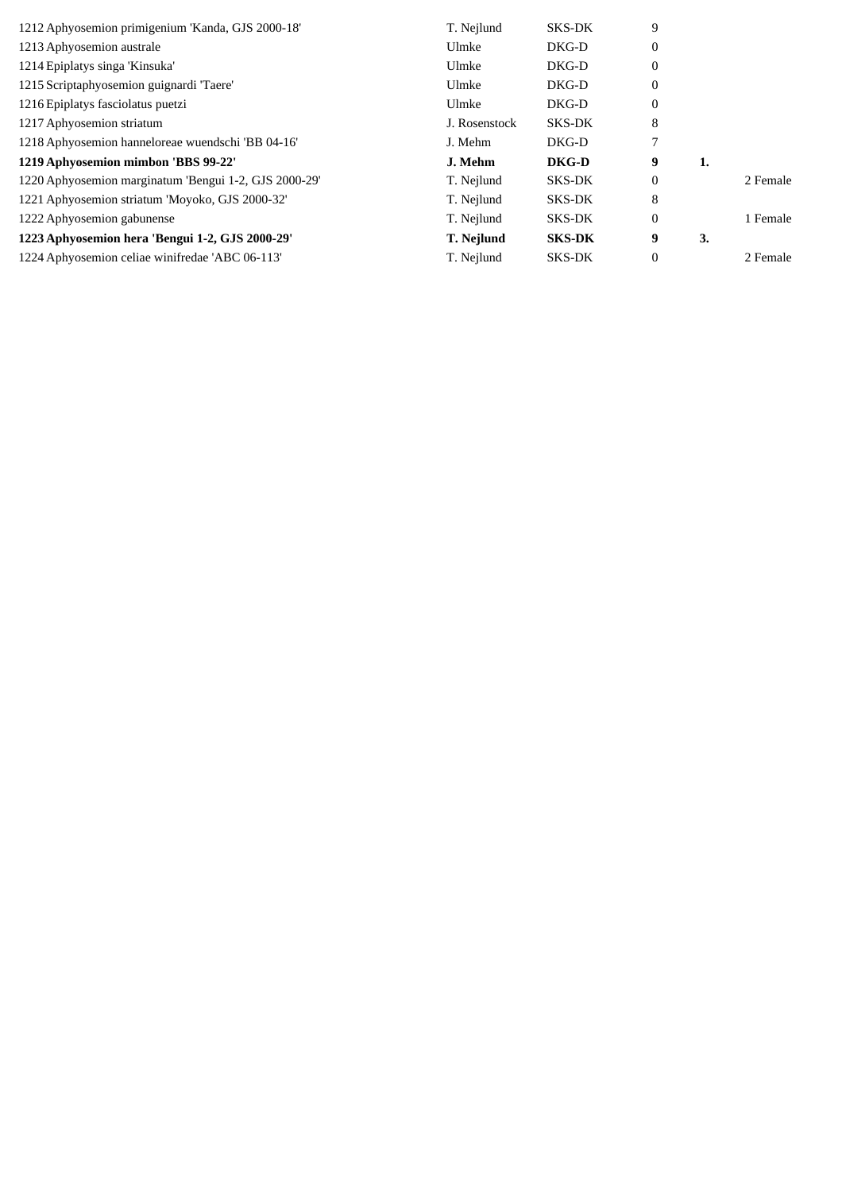| | | | | | | |
|---|---|---|---|---|---|---|
| 1212 | Aphyosemion primigenium 'Kanda, GJS 2000-18' | T. Nejlund | SKS-DK | 9 | | |
| 1213 | Aphyosemion australe | Ulmke | DKG-D | 0 | | |
| 1214 | Epiplatys singa 'Kinsuka' | Ulmke | DKG-D | 0 | | |
| 1215 | Scriptaphyosemion guignardi 'Taere' | Ulmke | DKG-D | 0 | | |
| 1216 | Epiplatys fasciolatus puetzi | Ulmke | DKG-D | 0 | | |
| 1217 | Aphyosemion striatum | J. Rosenstock | SKS-DK | 8 | | |
| 1218 | Aphyosemion hanneloreae wuendschi 'BB 04-16' | J. Mehm | DKG-D | 7 | | |
| **1219** | **Aphyosemion mimbon 'BBS 99-22'** | **J. Mehm** | **DKG-D** | **9** | **1.** | |
| 1220 | Aphyosemion marginatum 'Bengui 1-2, GJS 2000-29' | T. Nejlund | SKS-DK | 0 | | 2 Female |
| 1221 | Aphyosemion striatum 'Moyoko, GJS 2000-32' | T. Nejlund | SKS-DK | 8 | | |
| 1222 | Aphyosemion gabunense | T. Nejlund | SKS-DK | 0 | | 1 Female |
| **1223** | **Aphyosemion hera 'Bengui 1-2, GJS 2000-29'** | **T. Nejlund** | **SKS-DK** | **9** | **3.** | |
| 1224 | Aphyosemion celiae winifredae 'ABC 06-113' | T. Nejlund | SKS-DK | 0 | | 2 Female |